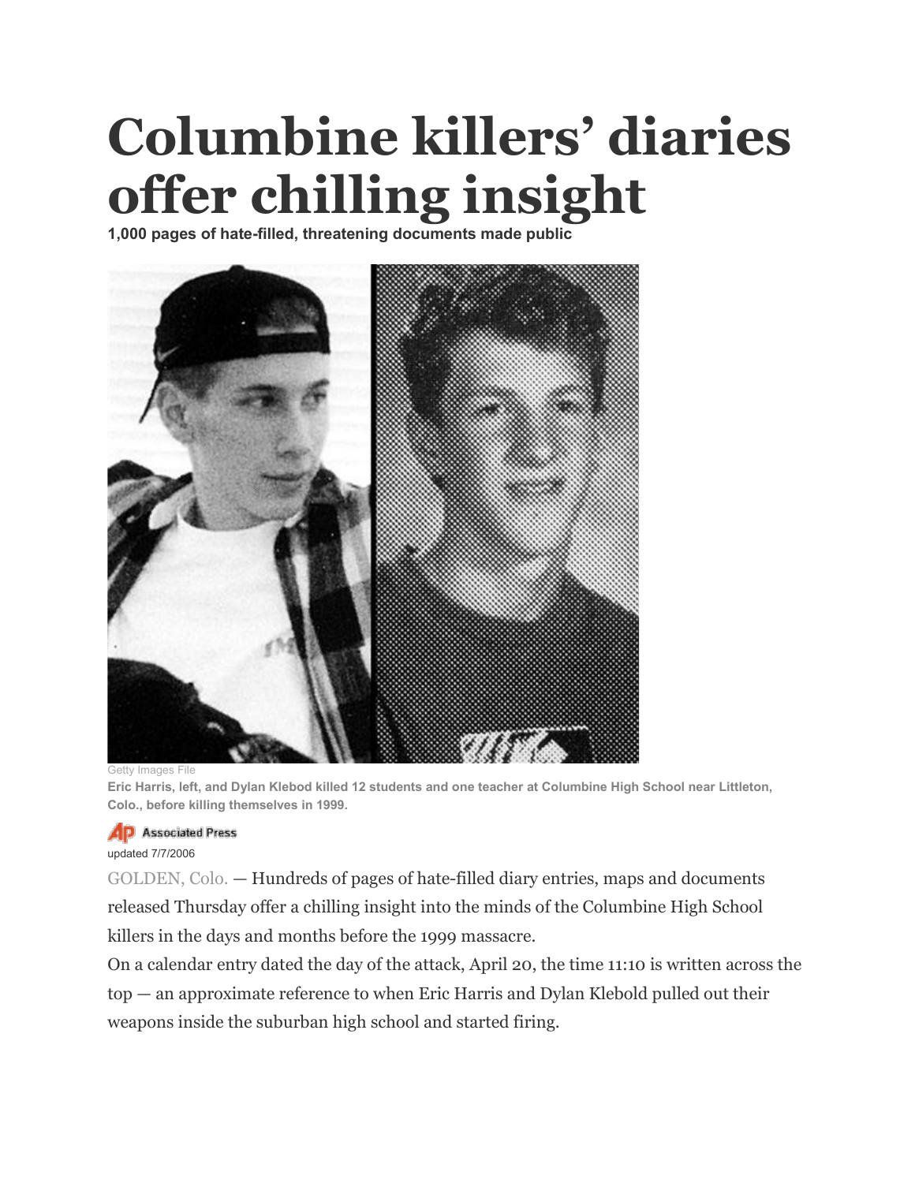# Columbine killers' diaries offer chilling insight

**1,000 pages of hate-filled, threatening documents made public**

Getty Images File

**Eric Harris, left, and Dylan Klebod killed 12 students and one teacher at Columbine High School near Littleton, Colo., before killing themselves in 1999.**

Associated Press

updated 7/7/2006

GOLDEN, Colo. — Hundreds of pages of hate-filled diary entries, maps and documents released Thursday offer a chilling insight into the minds of the Columbine High School killers in the days and months before the 1999 massacre.

On a calendar entry dated the day of the attack, April 20, the time 11:10 is written across the top — an approximate reference to when Eric Harris and Dylan Klebold pulled out their weapons inside the suburban high school and started firing.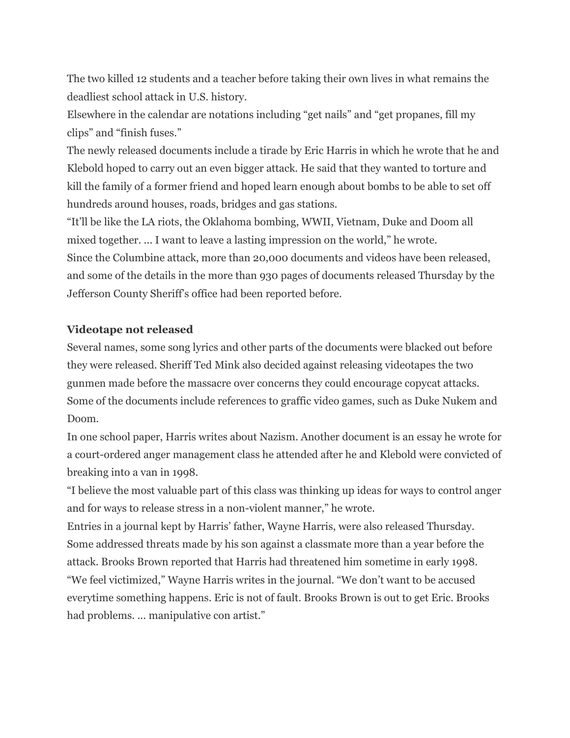The two killed 12 students and a teacher before taking their own lives in what remains the deadliest school attack in U.S. history.

Elsewhere in the calendar are notations including "get nails" and "get propanes, fill my clips" and "finish fuses."

The newly released documents include a tirade by Eric Harris in which he wrote that he and Klebold hoped to carry out an even bigger attack. He said that they wanted to torture and kill the family of a former friend and hoped learn enough about bombs to be able to set off hundreds around houses, roads, bridges and gas stations.

"It'll be like the LA riots, the Oklahoma bombing, WWII, Vietnam, Duke and Doom all mixed together. ... I want to leave a lasting impression on the world," he wrote.

Since the Columbine attack, more than 20,000 documents and videos have been released, and some of the details in the more than 930 pages of documents released Thursday by the Jefferson County Sheriff's office had been reported before.

**Videotape not released**

Several names, some song lyrics and other parts of the documents were blacked out before they were released. Sheriff Ted Mink also decided against releasing videotapes the two gunmen made before the massacre over concerns they could encourage copycat attacks.

Some of the documents include references to graffic video games, such as Duke Nukem and Doom.

In one school paper, Harris writes about Nazism. Another document is an essay he wrote for a court-ordered anger management class he attended after he and Klebold were convicted of breaking into a van in 1998.

"I believe the most valuable part of this class was thinking up ideas for ways to control anger and for ways to release stress in a non-violent manner," he wrote.

Entries in a journal kept by Harris' father, Wayne Harris, were also released Thursday. Some addressed threats made by his son against a classmate more than a year before the attack. Brooks Brown reported that Harris had threatened him sometime in early 1998.

"We feel victimized," Wayne Harris writes in the journal. "We don't want to be accused everytime something happens. Eric is not of fault. Brooks Brown is out to get Eric. Brooks had problems. ... manipulative con artist."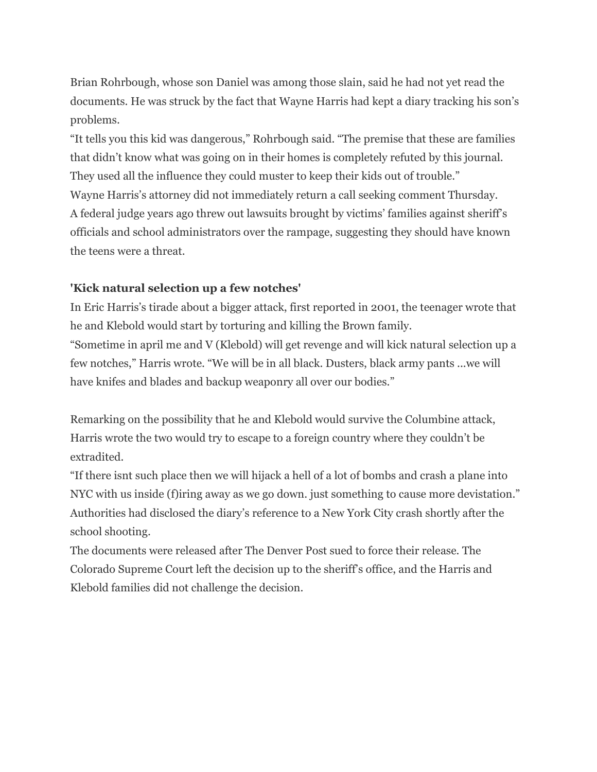Brian Rohrbough, whose son Daniel was among those slain, said he had not yet read the documents. He was struck by the fact that Wayne Harris had kept a diary tracking his son's problems.

"It tells you this kid was dangerous," Rohrbough said. "The premise that these are families that didn't know what was going on in their homes is completely refuted by this journal. They used all the influence they could muster to keep their kids out of trouble."

Wayne Harris's attorney did not immediately return a call seeking comment Thursday.

A federal judge years ago threw out lawsuits brought by victims' families against sheriff's officials and school administrators over the rampage, suggesting they should have known the teens were a threat.

**'Kick natural selection up a few notches'**

In Eric Harris's tirade about a bigger attack, first reported in 2001, the teenager wrote that he and Klebold would start by torturing and killing the Brown family.

"Sometime in april me and V (Klebold) will get revenge and will kick natural selection up a few notches," Harris wrote. "We will be in all black. Dusters, black army pants ...we will have knifes and blades and backup weaponry all over our bodies."

Remarking on the possibility that he and Klebold would survive the Columbine attack, Harris wrote the two would try to escape to a foreign country where they couldn't be extradited.

"If there isnt such place then we will hijack a hell of a lot of bombs and crash a plane into NYC with us inside (f)iring away as we go down. just something to cause more devistation."

Authorities had disclosed the diary's reference to a New York City crash shortly after the school shooting.

The documents were released after The Denver Post sued to force their release. The Colorado Supreme Court left the decision up to the sheriff's office, and the Harris and Klebold families did not challenge the decision.